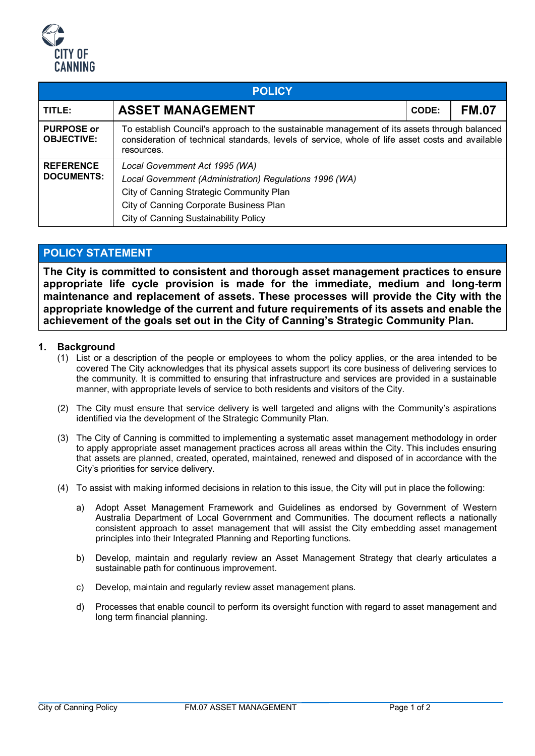CITY OF CANNING

| POLICY | | | |
|---|---|---|---|
| **TITLE:** | **ASSET MANAGEMENT** | **CODE:** | **FM.07** |
| **PURPOSE or OBJECTIVE:** | To establish Council's approach to the sustainable management of its assets through balanced consideration of technical standards, levels of service, whole of life asset costs and available resources. | | |
| **REFERENCE DOCUMENTS:** | *Local Government Act 1995 (WA)*<br>*Local Government (Administration) Regulations 1996 (WA)*<br>City of Canning Strategic Community Plan<br>City of Canning Corporate Business Plan<br>City of Canning Sustainability Policy | | |

## POLICY STATEMENT

**The City is committed to consistent and thorough asset management practices to ensure appropriate life cycle provision is made for the immediate, medium and long-term maintenance and replacement of assets. These processes will provide the City with the appropriate knowledge of the current and future requirements of its assets and enable the achievement of the goals set out in the City of Canning's Strategic Community Plan.**

### 1. Background

(1) List or a description of the people or employees to whom the policy applies, or the area intended to be covered The City acknowledges that its physical assets support its core business of delivering services to the community. It is committed to ensuring that infrastructure and services are provided in a sustainable manner, with appropriate levels of service to both residents and visitors of the City.

(2) The City must ensure that service delivery is well targeted and aligns with the Community's aspirations identified via the development of the Strategic Community Plan.

(3) The City of Canning is committed to implementing a systematic asset management methodology in order to apply appropriate asset management practices across all areas within the City. This includes ensuring that assets are planned, created, operated, maintained, renewed and disposed of in accordance with the City's priorities for service delivery.

(4) To assist with making informed decisions in relation to this issue, the City will put in place the following:

a) Adopt Asset Management Framework and Guidelines as endorsed by Government of Western Australia Department of Local Government and Communities. The document reflects a nationally consistent approach to asset management that will assist the City embedding asset management principles into their Integrated Planning and Reporting functions.

b) Develop, maintain and regularly review an Asset Management Strategy that clearly articulates a sustainable path for continuous improvement.

c) Develop, maintain and regularly review asset management plans.

d) Processes that enable council to perform its oversight function with regard to asset management and long term financial planning.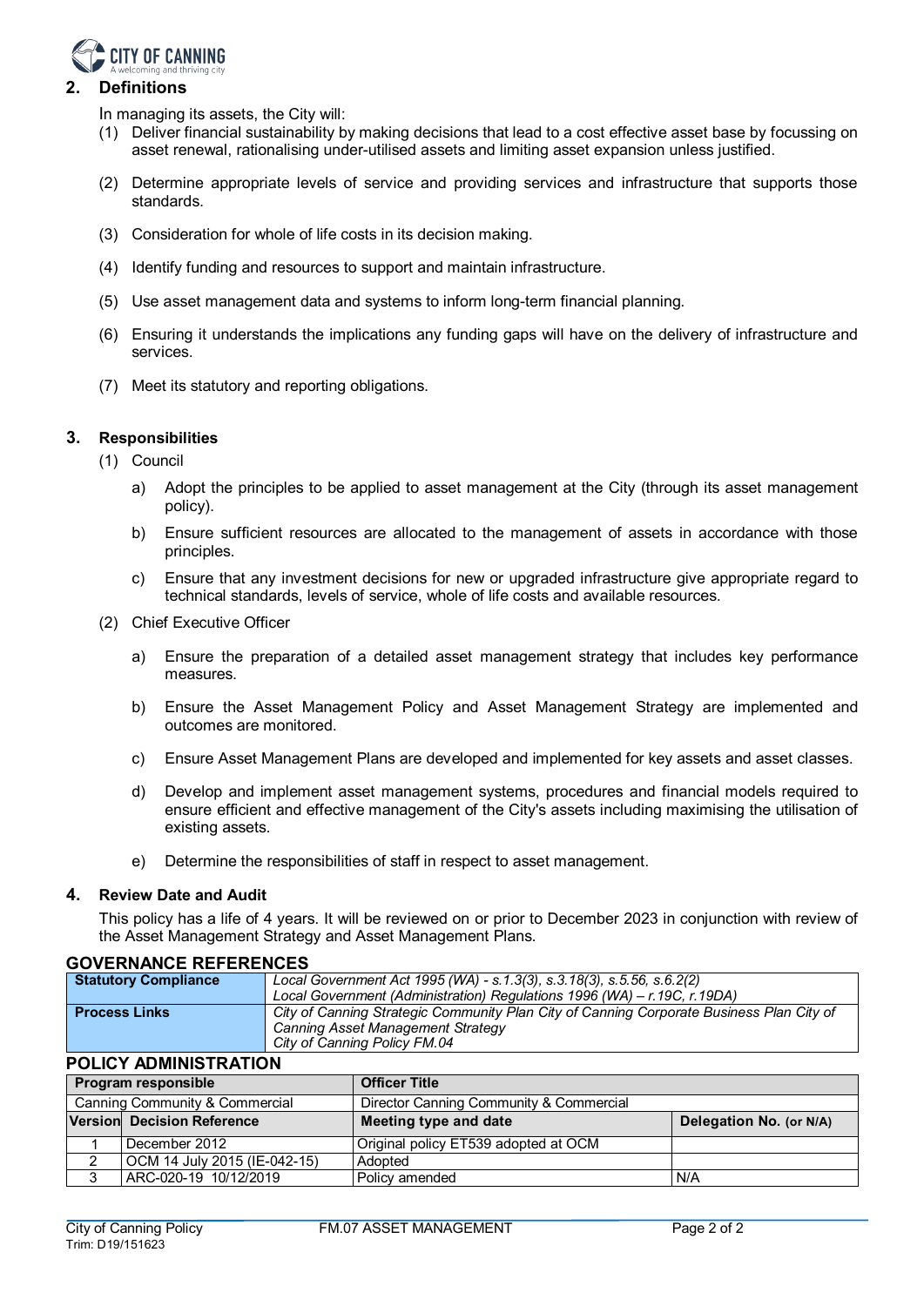## 2. Definitions

In managing its assets, the City will:

(1) Deliver financial sustainability by making decisions that lead to a cost effective asset base by focussing on asset renewal, rationalising under-utilised assets and limiting asset expansion unless justified.

(2) Determine appropriate levels of service and providing services and infrastructure that supports those standards.

(3) Consideration for whole of life costs in its decision making.

(4) Identify funding and resources to support and maintain infrastructure.

(5) Use asset management data and systems to inform long-term financial planning.

(6) Ensuring it understands the implications any funding gaps will have on the delivery of infrastructure and services.

(7) Meet its statutory and reporting obligations.

## 3. Responsibilities

(1) Council

a) Adopt the principles to be applied to asset management at the City (through its asset management policy).

b) Ensure sufficient resources are allocated to the management of assets in accordance with those principles.

c) Ensure that any investment decisions for new or upgraded infrastructure give appropriate regard to technical standards, levels of service, whole of life costs and available resources.

(2) Chief Executive Officer

a) Ensure the preparation of a detailed asset management strategy that includes key performance measures.

b) Ensure the Asset Management Policy and Asset Management Strategy are implemented and outcomes are monitored.

c) Ensure Asset Management Plans are developed and implemented for key assets and asset classes.

d) Develop and implement asset management systems, procedures and financial models required to ensure efficient and effective management of the City's assets including maximising the utilisation of existing assets.

e) Determine the responsibilities of staff in respect to asset management.

## 4. Review Date and Audit

This policy has a life of 4 years. It will be reviewed on or prior to December 2023 in conjunction with review of the Asset Management Strategy and Asset Management Plans.

## GOVERNANCE REFERENCES

| | |
|---|---|
| **Statutory Compliance** | *Local Government Act 1995 (WA) - s.1.3(3), s.3.18(3), s.5.56, s.6.2(2)*<br>*Local Government (Administration) Regulations 1996 (WA) – r.19C, r.19DA)* |
| **Process Links** | *City of Canning Strategic Community Plan City of Canning Corporate Business Plan City of Canning Asset Management Strategy*<br>*City of Canning Policy FM.04* |

## POLICY ADMINISTRATION

| **Program responsible** | | **Officer Title** | |
|---|---|---|---|
| Canning Community & Commercial | | Director Canning Community & Commercial | |
| **Version** | **Decision Reference** | **Meeting type and date** | **Delegation No. (or N/A)** |
| 1 | December 2012 | Original policy ET539 adopted at OCM | |
| 2 | OCM 14 July 2015 (IE-042-15) | Adopted | |
| 3 | ARC-020-19 10/12/2019 | Policy amended | N/A |